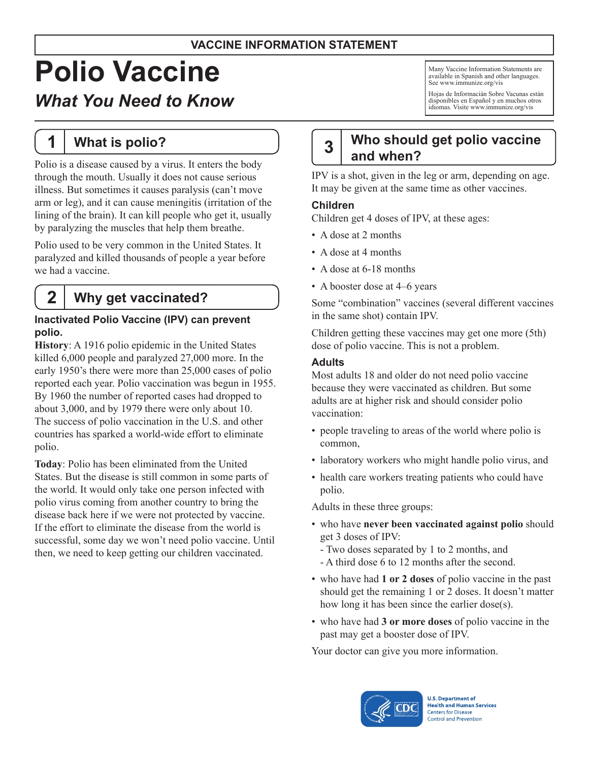**VACCINE INFORMATION STATEMENT**

# Polio Vaccine

## *What You Need to Know*

Many Vaccine Information Statements are available in Spanish and other languages. See www.immunize.org/vis

Hojas de Información Sobre Vacunas están disponibles en Español y en muchos otros idiomas. Visite www.immunize.org/vis

## 1 What is polio?

Polio is a disease caused by a virus. It enters the body through the mouth. Usually it does not cause serious illness. But sometimes it causes paralysis (can't move arm or leg), and it can cause meningitis (irritation of the lining of the brain). It can kill people who get it, usually by paralyzing the muscles that help them breathe.

Polio used to be very common in the United States. It paralyzed and killed thousands of people a year before we had a vaccine.

## 2 Why get vaccinated?

**Inactivated Polio Vaccine (IPV) can prevent polio.**

**History**: A 1916 polio epidemic in the United States killed 6,000 people and paralyzed 27,000 more. In the early 1950's there were more than 25,000 cases of polio reported each year. Polio vaccination was begun in 1955. By 1960 the number of reported cases had dropped to about 3,000, and by 1979 there were only about 10. The success of polio vaccination in the U.S. and other countries has sparked a world-wide effort to eliminate polio.

**Today**: Polio has been eliminated from the United States. But the disease is still common in some parts of the world. It would only take one person infected with polio virus coming from another country to bring the disease back here if we were not protected by vaccine. If the effort to eliminate the disease from the world is successful, some day we won't need polio vaccine. Until then, we need to keep getting our children vaccinated.

## 3 Who should get polio vaccine and when?

IPV is a shot, given in the leg or arm, depending on age. It may be given at the same time as other vaccines.

### Children

Children get 4 doses of IPV, at these ages:

- A dose at 2 months
- A dose at 4 months
- A dose at 6-18 months
- A booster dose at 4–6 years

Some "combination" vaccines (several different vaccines in the same shot) contain IPV.

Children getting these vaccines may get one more (5th) dose of polio vaccine. This is not a problem.

### Adults

Most adults 18 and older do not need polio vaccine because they were vaccinated as children. But some adults are at higher risk and should consider polio vaccination:

- people traveling to areas of the world where polio is common,
- laboratory workers who might handle polio virus, and
- health care workers treating patients who could have polio.

Adults in these three groups:

- who have **never been vaccinated against polio** should get 3 doses of IPV:
  - Two doses separated by 1 to 2 months, and
  - A third dose 6 to 12 months after the second.
- who have had **1 or 2 doses** of polio vaccine in the past should get the remaining 1 or 2 doses. It doesn't matter how long it has been since the earlier dose(s).
- who have had **3 or more doses** of polio vaccine in the past may get a booster dose of IPV.

Your doctor can give you more information.

U.S. Department of Health and Human Services
Centers for Disease Control and Prevention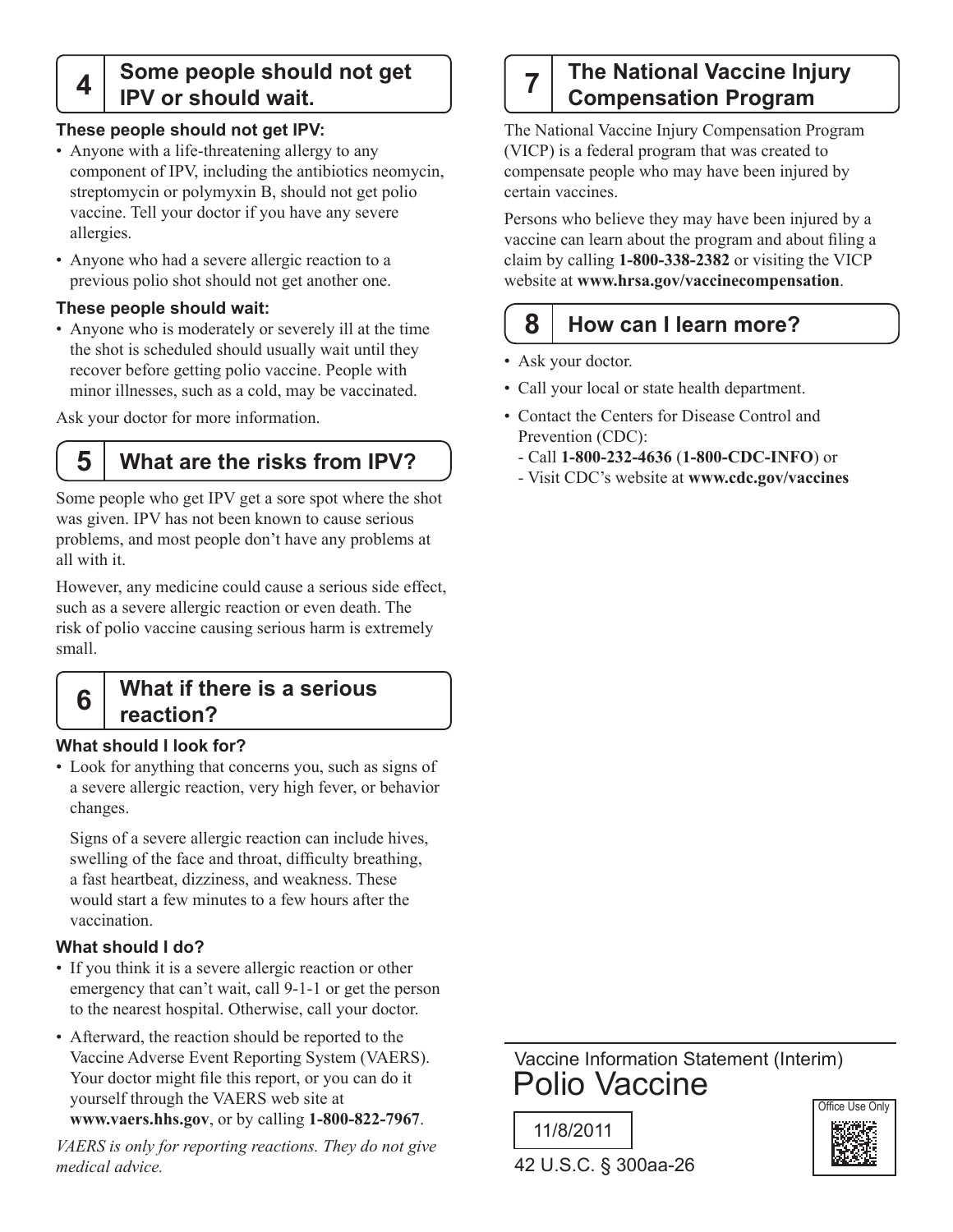## 4 Some people should not get IPV or should wait.

**These people should not get IPV:**

- Anyone with a life-threatening allergy to any component of IPV, including the antibiotics neomycin, streptomycin or polymyxin B, should not get polio vaccine. Tell your doctor if you have any severe allergies.
- Anyone who had a severe allergic reaction to a previous polio shot should not get another one.

**These people should wait:**

- Anyone who is moderately or severely ill at the time the shot is scheduled should usually wait until they recover before getting polio vaccine. People with minor illnesses, such as a cold, may be vaccinated.

Ask your doctor for more information.

## 5 What are the risks from IPV?

Some people who get IPV get a sore spot where the shot was given. IPV has not been known to cause serious problems, and most people don't have any problems at all with it.

However, any medicine could cause a serious side effect, such as a severe allergic reaction or even death. The risk of polio vaccine causing serious harm is extremely small.

## 6 What if there is a serious reaction?

**What should I look for?**

- Look for anything that concerns you, such as signs of a severe allergic reaction, very high fever, or behavior changes.

  Signs of a severe allergic reaction can include hives, swelling of the face and throat, difficulty breathing, a fast heartbeat, dizziness, and weakness. These would start a few minutes to a few hours after the vaccination.

**What should I do?**

- If you think it is a severe allergic reaction or other emergency that can't wait, call 9-1-1 or get the person to the nearest hospital. Otherwise, call your doctor.
- Afterward, the reaction should be reported to the Vaccine Adverse Event Reporting System (VAERS). Your doctor might file this report, or you can do it yourself through the VAERS web site at **www.vaers.hhs.gov**, or by calling **1-800-822-7967**.

*VAERS is only for reporting reactions. They do not give medical advice.*

## 7 The National Vaccine Injury Compensation Program

The National Vaccine Injury Compensation Program (VICP) is a federal program that was created to compensate people who may have been injured by certain vaccines.

Persons who believe they may have been injured by a vaccine can learn about the program and about filing a claim by calling **1-800-338-2382** or visiting the VICP website at **www.hrsa.gov/vaccinecompensation**.

## 8 How can I learn more?

- Ask your doctor.
- Call your local or state health department.
- Contact the Centers for Disease Control and Prevention (CDC):
  - Call **1-800-232-4636** (**1-800-CDC-INFO**) or
  - Visit CDC's website at **www.cdc.gov/vaccines**

Vaccine Information Statement (Interim)

Polio Vaccine

11/8/2011

42 U.S.C. § 300aa-26

Office Use Only